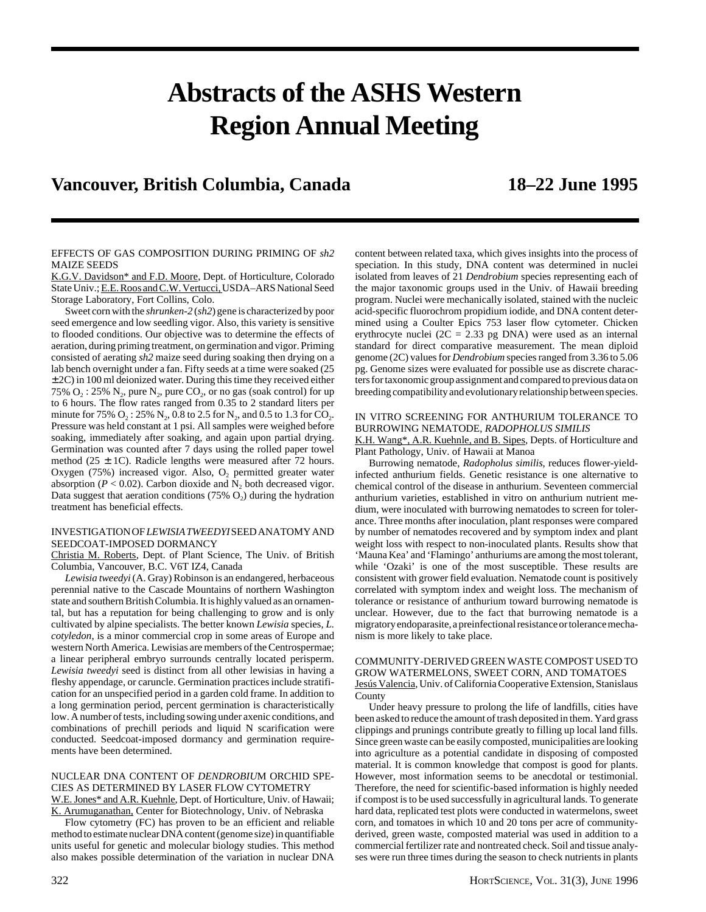# Abstracts of the ASHS Western Region Annual Meeting

## Vancouver, British Columbia, Canada — 18–22 June 1995

### EFFECTS OF GAS COMPOSITION DURING PRIMING OF *sh2* MAIZE SEEDS

K.G.V. Davidson* and F.D. Moore, Dept. of Horticulture, Colorado State Univ.; E.E. Roos and C.W. Vertucci, USDA–ARS National Seed Storage Laboratory, Fort Collins, Colo.

Sweet corn with the *shrunken-2* (*sh2*) gene is characterized by poor seed emergence and low seedling vigor. Also, this variety is sensitive to flooded conditions. Our objective was to determine the effects of aeration, during priming treatment, on germination and vigor. Priming consisted of aerating *sh2* maize seed during soaking then drying on a lab bench overnight under a fan. Fifty seeds at a time were soaked (25 ± 2C) in 100 ml deionized water. During this time they received either 75% $O_2$ : 25% $N_2$, pure $N_2$, pure $CO_2$, or no gas (soak control) for up to 6 hours. The flow rates ranged from 0.35 to 2 standard liters per minute for 75% $O_2$ : 25% $N_2$, 0.8 to 2.5 for $N_2$, and 0.5 to 1.3 for $CO_2$. Pressure was held constant at 1 psi. All samples were weighed before soaking, immediately after soaking, and again upon partial drying. Germination was counted after 7 days using the rolled paper towel method (25 ± 1C). Radicle lengths were measured after 72 hours. Oxygen (75%) increased vigor. Also, $O_2$ permitted greater water absorption ($P < 0.02$). Carbon dioxide and $N_2$ both decreased vigor. Data suggest that aeration conditions (75% $O_2$) during the hydration treatment has beneficial effects.

### INVESTIGATION OF *LEWISIA TWEEDYI* SEED ANATOMY AND SEEDCOAT-IMPOSED DORMANCY

Christia M. Roberts, Dept. of Plant Science, The Univ. of British Columbia, Vancouver, B.C. V6T IZ4, Canada

*Lewisia tweedyi* (A. Gray) Robinson is an endangered, herbaceous perennial native to the Cascade Mountains of northern Washington state and southern British Columbia. It is highly valued as an ornamental, but has a reputation for being challenging to grow and is only cultivated by alpine specialists. The better known *Lewisia* species, *L. cotyledon*, is a minor commercial crop in some areas of Europe and western North America. Lewisias are members of the Centrospermae; a linear peripheral embryo surrounds centrally located perisperm. *Lewisia tweedyi* seed is distinct from all other lewisias in having a fleshy appendage, or caruncle. Germination practices include stratification for an unspecified period in a garden cold frame. In addition to a long germination period, percent germination is characteristically low. A number of tests, including sowing under axenic conditions, and combinations of prechill periods and liquid N scarification were conducted. Seedcoat-imposed dormancy and germination requirements have been determined.

### NUCLEAR DNA CONTENT OF *DENDROBIUM* ORCHID SPECIES AS DETERMINED BY LASER FLOW CYTOMETRY

W.E. Jones* and A.R. Kuehnle, Dept. of Horticulture, Univ. of Hawaii; K. Arumuganathan, Center for Biotechnology, Univ. of Nebraska

Flow cytometry (FC) has proven to be an efficient and reliable method to estimate nuclear DNA content (genome size) in quantifiable units useful for genetic and molecular biology studies. This method also makes possible determination of the variation in nuclear DNA content between related taxa, which gives insights into the process of speciation. In this study, DNA content was determined in nuclei isolated from leaves of 21 *Dendrobium* species representing each of the major taxonomic groups used in the Univ. of Hawaii breeding program. Nuclei were mechanically isolated, stained with the nucleic acid-specific fluorochrom propidium iodide, and DNA content determined using a Coulter Epics 753 laser flow cytometer. Chicken erythrocyte nuclei (2C = 2.33 pg DNA) were used as an internal standard for direct comparative measurement. The mean diploid genome (2C) values for *Dendrobium* species ranged from 3.36 to 5.06 pg. Genome sizes were evaluated for possible use as discrete characters for taxonomic group assignment and compared to previous data on breeding compatibility and evolutionary relationship between species.

### IN VITRO SCREENING FOR ANTHURIUM TOLERANCE TO BURROWING NEMATODE, *RADOPHOLUS SIMILIS*

K.H. Wang*, A.R. Kuehnle, and B. Sipes, Depts. of Horticulture and Plant Pathology, Univ. of Hawaii at Manoa

Burrowing nematode, *Radopholus similis*, reduces flower-yield-infected anthurium fields. Genetic resistance is one alternative to chemical control of the disease in anthurium. Seventeen commercial anthurium varieties, established in vitro on anthurium nutrient medium, were inoculated with burrowing nematodes to screen for tolerance. Three months after inoculation, plant responses were compared by number of nematodes recovered and by symptom index and plant weight loss with respect to non-inoculated plants. Results show that 'Mauna Kea' and 'Flamingo' anthuriums are among the most tolerant, while 'Ozaki' is one of the most susceptible. These results are consistent with grower field evaluation. Nematode count is positively correlated with symptom index and weight loss. The mechanism of tolerance or resistance of anthurium toward burrowing nematode is unclear. However, due to the fact that burrowing nematode is a migratory endoparasite, a preinfectional resistance or tolerance mechanism is more likely to take place.

### COMMUNITY-DERIVED GREEN WASTE COMPOST USED TO GROW WATERMELONS, SWEET CORN, AND TOMATOES

Jesús Valencia, Univ. of California Cooperative Extension, Stanislaus County

Under heavy pressure to prolong the life of landfills, cities have been asked to reduce the amount of trash deposited in them. Yard grass clippings and prunings contribute greatly to filling up local land fills. Since green waste can be easily composted, municipalities are looking into agriculture as a potential candidate in disposing of composted material. It is common knowledge that compost is good for plants. However, most information seems to be anecdotal or testimonial. Therefore, the need for scientific-based information is highly needed if compost is to be used successfully in agricultural lands. To generate hard data, replicated test plots were conducted in watermelons, sweet corn, and tomatoes in which 10 and 20 tons per acre of community-derived, green waste, composted material was used in addition to a commercial fertilizer rate and nontreated check. Soil and tissue analyses were run three times during the season to check nutrients in plants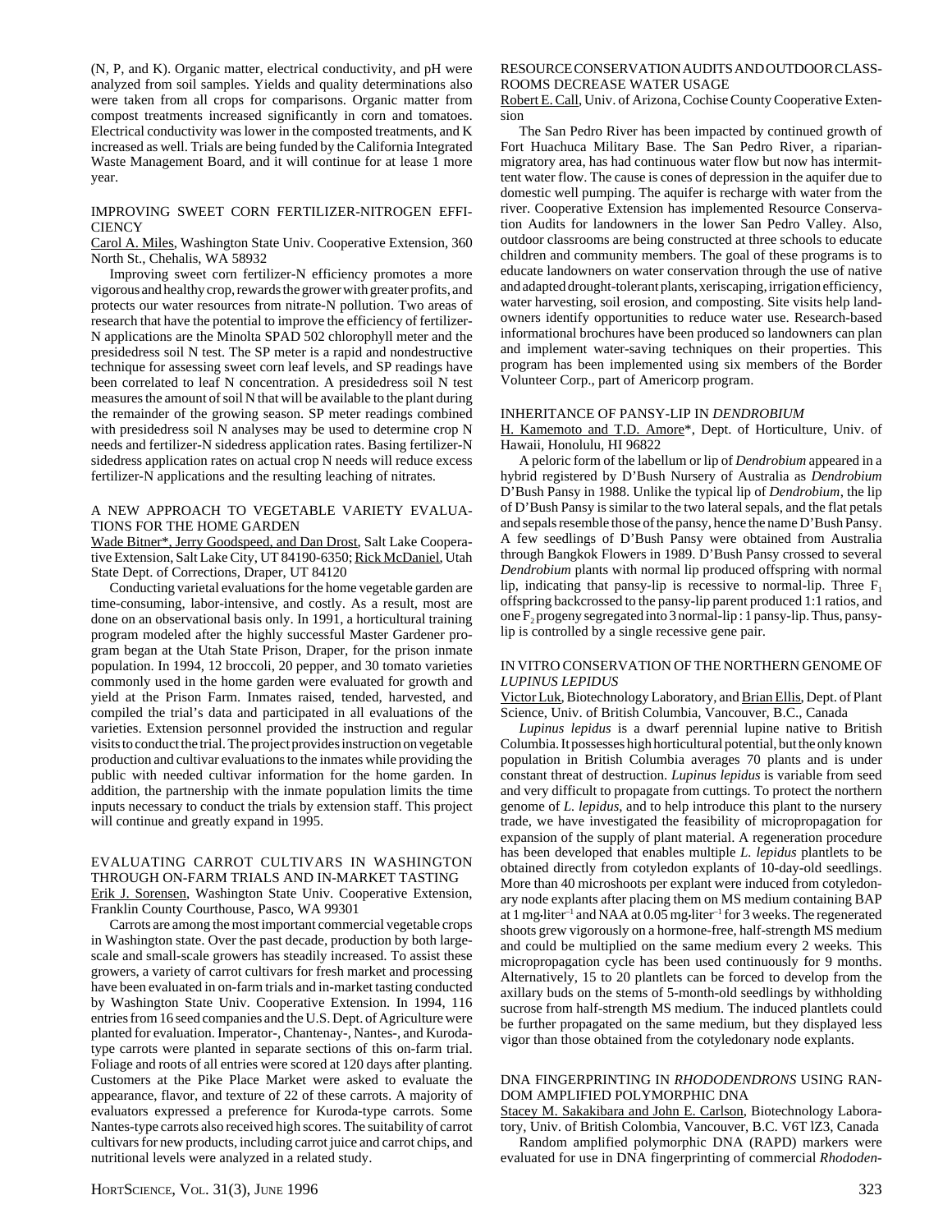(N, P, and K). Organic matter, electrical conductivity, and pH were analyzed from soil samples. Yields and quality determinations also were taken from all crops for comparisons. Organic matter from compost treatments increased significantly in corn and tomatoes. Electrical conductivity was lower in the composted treatments, and K increased as well. Trials are being funded by the California Integrated Waste Management Board, and it will continue for at lease 1 more year.

## IMPROVING SWEET CORN FERTILIZER-NITROGEN EFFICIENCY

Carol A. Miles, Washington State Univ. Cooperative Extension, 360 North St., Chehalis, WA 58932

Improving sweet corn fertilizer-N efficiency promotes a more vigorous and healthy crop, rewards the grower with greater profits, and protects our water resources from nitrate-N pollution. Two areas of research that have the potential to improve the efficiency of fertilizer-N applications are the Minolta SPAD 502 chlorophyll meter and the presidedress soil N test. The SP meter is a rapid and nondestructive technique for assessing sweet corn leaf levels, and SP readings have been correlated to leaf N concentration. A presidedress soil N test measures the amount of soil N that will be available to the plant during the remainder of the growing season. SP meter readings combined with presidedress soil N analyses may be used to determine crop N needs and fertilizer-N sidedress application rates. Basing fertilizer-N sidedress application rates on actual crop N needs will reduce excess fertilizer-N applications and the resulting leaching of nitrates.

## A NEW APPROACH TO VEGETABLE VARIETY EVALUATIONS FOR THE HOME GARDEN

Wade Bitner*, Jerry Goodspeed, and Dan Drost, Salt Lake Cooperative Extension, Salt Lake City, UT 84190-6350; Rick McDaniel, Utah State Dept. of Corrections, Draper, UT 84120

Conducting varietal evaluations for the home vegetable garden are time-consuming, labor-intensive, and costly. As a result, most are done on an observational basis only. In 1991, a horticultural training program modeled after the highly successful Master Gardener program began at the Utah State Prison, Draper, for the prison inmate population. In 1994, 12 broccoli, 20 pepper, and 30 tomato varieties commonly used in the home garden were evaluated for growth and yield at the Prison Farm. Inmates raised, tended, harvested, and compiled the trial's data and participated in all evaluations of the varieties. Extension personnel provided the instruction and regular visits to conduct the trial. The project provides instruction on vegetable production and cultivar evaluations to the inmates while providing the public with needed cultivar information for the home garden. In addition, the partnership with the inmate population limits the time inputs necessary to conduct the trials by extension staff. This project will continue and greatly expand in 1995.

## EVALUATING CARROT CULTIVARS IN WASHINGTON THROUGH ON-FARM TRIALS AND IN-MARKET TASTING

Erik J. Sorensen, Washington State Univ. Cooperative Extension, Franklin County Courthouse, Pasco, WA 99301

Carrots are among the most important commercial vegetable crops in Washington state. Over the past decade, production by both large-scale and small-scale growers has steadily increased. To assist these growers, a variety of carrot cultivars for fresh market and processing have been evaluated in on-farm trials and in-market tasting conducted by Washington State Univ. Cooperative Extension. In 1994, 116 entries from 16 seed companies and the U.S. Dept. of Agriculture were planted for evaluation. Imperator-, Chantenay-, Nantes-, and Kuroda-type carrots were planted in separate sections of this on-farm trial. Foliage and roots of all entries were scored at 120 days after planting. Customers at the Pike Place Market were asked to evaluate the appearance, flavor, and texture of 22 of these carrots. A majority of evaluators expressed a preference for Kuroda-type carrots. Some Nantes-type carrots also received high scores. The suitability of carrot cultivars for new products, including carrot juice and carrot chips, and nutritional levels were analyzed in a related study.

## RESOURCE CONSERVATION AUDITS AND OUTDOOR CLASSROOMS DECREASE WATER USAGE

Robert E. Call, Univ. of Arizona, Cochise County Cooperative Extension

The San Pedro River has been impacted by continued growth of Fort Huachuca Military Base. The San Pedro River, a riparian-migratory area, has had continuous water flow but now has intermittent water flow. The cause is cones of depression in the aquifer due to domestic well pumping. The aquifer is recharge with water from the river. Cooperative Extension has implemented Resource Conservation Audits for landowners in the lower San Pedro Valley. Also, outdoor classrooms are being constructed at three schools to educate children and community members. The goal of these programs is to educate landowners on water conservation through the use of native and adapted drought-tolerant plants, xeriscaping, irrigation efficiency, water harvesting, soil erosion, and composting. Site visits help landowners identify opportunities to reduce water use. Research-based informational brochures have been produced so landowners can plan and implement water-saving techniques on their properties. This program has been implemented using six members of the Border Volunteer Corp., part of Americorp program.

## INHERITANCE OF PANSY-LIP IN *DENDROBIUM*

H. Kamemoto and T.D. Amore*, Dept. of Horticulture, Univ. of Hawaii, Honolulu, HI 96822

A peloric form of the labellum or lip of *Dendrobium* appeared in a hybrid registered by D'Bush Nursery of Australia as *Dendrobium* D'Bush Pansy in 1988. Unlike the typical lip of *Dendrobium*, the lip of D'Bush Pansy is similar to the two lateral sepals, and the flat petals and sepals resemble those of the pansy, hence the name D'Bush Pansy. A few seedlings of D'Bush Pansy were obtained from Australia through Bangkok Flowers in 1989. D'Bush Pansy crossed to several *Dendrobium* plants with normal lip produced offspring with normal lip, indicating that pansy-lip is recessive to normal-lip. Three $F_1$ offspring backcrossed to the pansy-lip parent produced 1:1 ratios, and one $F_2$ progeny segregated into 3 normal-lip : 1 pansy-lip. Thus, pansy-lip is controlled by a single recessive gene pair.

## IN VITRO CONSERVATION OF THE NORTHERN GENOME OF *LUPINUS LEPIDUS*

Victor Luk, Biotechnology Laboratory, and Brian Ellis, Dept. of Plant Science, Univ. of British Columbia, Vancouver, B.C., Canada

*Lupinus lepidus* is a dwarf perennial lupine native to British Columbia. It possesses high horticultural potential, but the only known population in British Columbia averages 70 plants and is under constant threat of destruction. *Lupinus lepidus* is variable from seed and very difficult to propagate from cuttings. To protect the northern genome of *L. lepidus*, and to help introduce this plant to the nursery trade, we have investigated the feasibility of micropropagation for expansion of the supply of plant material. A regeneration procedure has been developed that enables multiple *L. lepidus* plantlets to be obtained directly from cotyledon explants of 10-day-old seedlings. More than 40 microshoots per explant were induced from cotyledonary node explants after placing them on MS medium containing BAP at 1 mg·liter$^{-1}$ and NAA at 0.05 mg·liter$^{-1}$ for 3 weeks. The regenerated shoots grew vigorously on a hormone-free, half-strength MS medium and could be multiplied on the same medium every 2 weeks. This micropropagation cycle has been used continuously for 9 months. Alternatively, 15 to 20 plantlets can be forced to develop from the axillary buds on the stems of 5-month-old seedlings by withholding sucrose from half-strength MS medium. The induced plantlets could be further propagated on the same medium, but they displayed less vigor than those obtained from the cotyledonary node explants.

## DNA FINGERPRINTING IN *RHODODENDRONS* USING RANDOM AMPLIFIED POLYMORPHIC DNA

Stacey M. Sakakibara and John E. Carlson, Biotechnology Laboratory, Univ. of British Colombia, Vancouver, B.C. V6T lZ3, Canada

Random amplified polymorphic DNA (RAPD) markers were evaluated for use in DNA fingerprinting of commercial *Rhododen-*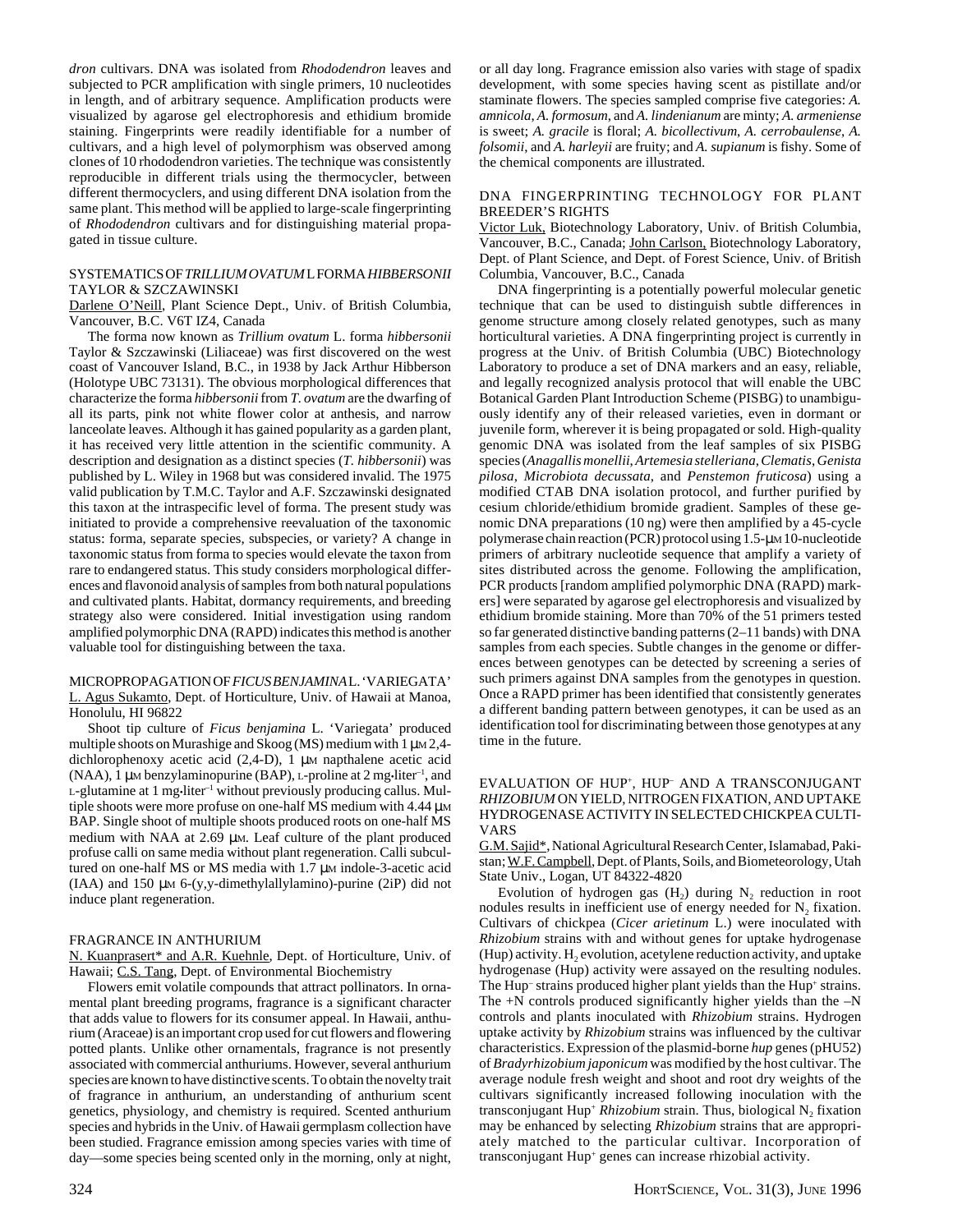dron cultivars. DNA was isolated from *Rhododendron* leaves and subjected to PCR amplification with single primers, 10 nucleotides in length, and of arbitrary sequence. Amplification products were visualized by agarose gel electrophoresis and ethidium bromide staining. Fingerprints were readily identifiable for a number of cultivars, and a high level of polymorphism was observed among clones of 10 rhododendron varieties. The technique was consistently reproducible in different trials using the thermocycler, between different thermocyclers, and using different DNA isolation from the same plant. This method will be applied to large-scale fingerprinting of *Rhododendron* cultivars and for distinguishing material propagated in tissue culture.

## SYSTEMATICS OF *TRILLIUM OVATUM* L FORMA *HIBBERSONII* TAYLOR & SZCZAWINSKI

Darlene O'Neill, Plant Science Dept., Univ. of British Columbia, Vancouver, B.C. V6T IZ4, Canada

The forma now known as *Trillium ovatum* L. forma *hibbersonii* Taylor & Szczawinski (Liliaceae) was first discovered on the west coast of Vancouver Island, B.C., in 1938 by Jack Arthur Hibberson (Holotype UBC 73131). The obvious morphological differences that characterize the forma *hibbersonii* from *T. ovatum* are the dwarfing of all its parts, pink not white flower color at anthesis, and narrow lanceolate leaves. Although it has gained popularity as a garden plant, it has received very little attention in the scientific community. A description and designation as a distinct species (*T. hibbersonii*) was published by L. Wiley in 1968 but was considered invalid. The 1975 valid publication by T.M.C. Taylor and A.F. Szczawinski designated this taxon at the intraspecific level of forma. The present study was initiated to provide a comprehensive reevaluation of the taxonomic status: forma, separate species, subspecies, or variety? A change in taxonomic status from forma to species would elevate the taxon from rare to endangered status. This study considers morphological differences and flavonoid analysis of samples from both natural populations and cultivated plants. Habitat, dormancy requirements, and breeding strategy also were considered. Initial investigation using random amplified polymorphic DNA (RAPD) indicates this method is another valuable tool for distinguishing between the taxa.

## MICROPROPAGATION OF *FICUS BENJAMINA* L. 'VARIEGATA'

L. Agus Sukamto, Dept. of Horticulture, Univ. of Hawaii at Manoa, Honolulu, HI 96822

Shoot tip culture of *Ficus benjamina* L. 'Variegata' produced multiple shoots on Murashige and Skoog (MS) medium with 1 μM 2,4-dichlorophenoxy acetic acid (2,4-D), 1 μM napthalene acetic acid (NAA), 1 μM benzylaminopurine (BAP), L-proline at 2 mg·liter$^{-1}$, and L-glutamine at 1 mg·liter$^{-1}$ without previously producing callus. Multiple shoots were more profuse on one-half MS medium with 4.44 μM BAP. Single shoot of multiple shoots produced roots on one-half MS medium with NAA at 2.69 μM. Leaf culture of the plant produced profuse calli on same media without plant regeneration. Calli subcultured on one-half MS or MS media with 1.7 μM indole-3-acetic acid (IAA) and 150 μM 6-(y,y-dimethylallylamino)-purine (2iP) did not induce plant regeneration.

## FRAGRANCE IN ANTHURIUM

N. Kuanprasert* and A.R. Kuehnle, Dept. of Horticulture, Univ. of Hawaii; C.S. Tang, Dept. of Environmental Biochemistry

Flowers emit volatile compounds that attract pollinators. In ornamental plant breeding programs, fragrance is a significant character that adds value to flowers for its consumer appeal. In Hawaii, anthurium (Araceae) is an important crop used for cut flowers and flowering potted plants. Unlike other ornamentals, fragrance is not presently associated with commercial anthuriums. However, several anthurium species are known to have distinctive scents. To obtain the novelty trait of fragrance in anthurium, an understanding of anthurium scent genetics, physiology, and chemistry is required. Scented anthurium species and hybrids in the Univ. of Hawaii germplasm collection have been studied. Fragrance emission among species varies with time of day—some species being scented only in the morning, only at night, or all day long. Fragrance emission also varies with stage of spadix development, with some species having scent as pistillate and/or staminate flowers. The species sampled comprise five categories: *A. amnicola*, *A. formosum*, and *A. lindenianum* are minty; *A. armeniense* is sweet; *A. gracile* is floral; *A. bicollectivum*, *A. cerrobaulense*, *A. folsomii*, and *A. harleyii* are fruity; and *A. supianum* is fishy. Some of the chemical components are illustrated.

## DNA FINGERPRINTING TECHNOLOGY FOR PLANT BREEDER'S RIGHTS

Victor Luk, Biotechnology Laboratory, Univ. of British Columbia, Vancouver, B.C., Canada; John Carlson, Biotechnology Laboratory, Dept. of Plant Science, and Dept. of Forest Science, Univ. of British Columbia, Vancouver, B.C., Canada

DNA fingerprinting is a potentially powerful molecular genetic technique that can be used to distinguish subtle differences in genome structure among closely related genotypes, such as many horticultural varieties. A DNA fingerprinting project is currently in progress at the Univ. of British Columbia (UBC) Biotechnology Laboratory to produce a set of DNA markers and an easy, reliable, and legally recognized analysis protocol that will enable the UBC Botanical Garden Plant Introduction Scheme (PISBG) to unambiguously identify any of their released varieties, even in dormant or juvenile form, wherever it is being propagated or sold. High-quality genomic DNA was isolated from the leaf samples of six PISBG species (*Anagallis monellii*, *Artemesia stelleriana*, *Clematis*, *Genista pilosa*, *Microbiota decussata*, and *Penstemon fruticosa*) using a modified CTAB DNA isolation protocol, and further purified by cesium chloride/ethidium bromide gradient. Samples of these genomic DNA preparations (10 ng) were then amplified by a 45-cycle polymerase chain reaction (PCR) protocol using 1.5-μM 10-nucleotide primers of arbitrary nucleotide sequence that amplify a variety of sites distributed across the genome. Following the amplification, PCR products [random amplified polymorphic DNA (RAPD) markers] were separated by agarose gel electrophoresis and visualized by ethidium bromide staining. More than 70% of the 51 primers tested so far generated distinctive banding patterns (2–11 bands) with DNA samples from each species. Subtle changes in the genome or differences between genotypes can be detected by screening a series of such primers against DNA samples from the genotypes in question. Once a RAPD primer has been identified that consistently generates a different banding pattern between genotypes, it can be used as an identification tool for discriminating between those genotypes at any time in the future.

## EVALUATION OF HUP$^+$, HUP$^-$ AND A TRANSCONJUGANT *RHIZOBIUM* ON YIELD, NITROGEN FIXATION, AND UPTAKE HYDROGENASE ACTIVITY IN SELECTED CHICKPEA CULTIVARS

G.M. Sajid*, National Agricultural Research Center, Islamabad, Pakistan; W.F. Campbell, Dept. of Plants, Soils, and Biometeorology, Utah State Univ., Logan, UT 84322-4820

Evolution of hydrogen gas ($H_2$) during $N_2$ reduction in root nodules results in inefficient use of energy needed for $N_2$ fixation. Cultivars of chickpea (*Cicer arietinum* L.) were inoculated with *Rhizobium* strains with and without genes for uptake hydrogenase (Hup) activity. $H_2$ evolution, acetylene reduction activity, and uptake hydrogenase (Hup) activity were assayed on the resulting nodules. The Hup$^-$ strains produced higher plant yields than the Hup$^+$ strains. The +N controls produced significantly higher yields than the –N controls and plants inoculated with *Rhizobium* strains. Hydrogen uptake activity by *Rhizobium* strains was influenced by the cultivar characteristics. Expression of the plasmid-borne *hup* genes (pHU52) of *Bradyrhizobium japonicum* was modified by the host cultivar. The average nodule fresh weight and shoot and root dry weights of the cultivars significantly increased following inoculation with the transconjugant Hup$^+$ *Rhizobium* strain. Thus, biological $N_2$ fixation may be enhanced by selecting *Rhizobium* strains that are appropriately matched to the particular cultivar. Incorporation of transconjugant Hup$^+$ genes can increase rhizobial activity.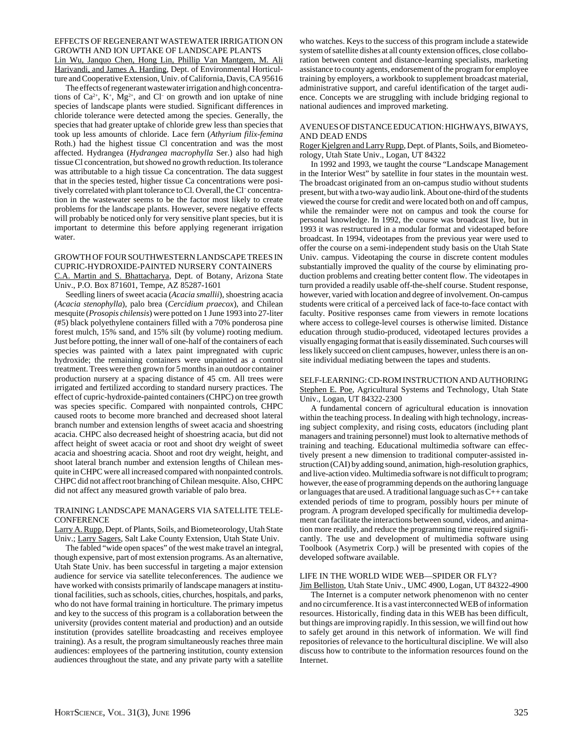### EFFECTS OF REGENERANT WASTEWATER IRRIGATION ON GROWTH AND ION UPTAKE OF LANDSCAPE PLANTS

Lin Wu, Janquo Chen, Hong Lin, Phillip Van Mantgem, M. Ali Harivandi, and James A. Harding, Dept. of Environmental Horticulture and Cooperative Extension, Univ. of California, Davis, CA 95616

The effects of regenerant wastewater irrigation and high concentrations of $Ca^{2+}$, $K^{+}$, $Mg^{2+}$, and $Cl^{-}$ on growth and ion uptake of nine species of landscape plants were studied. Significant differences in chloride tolerance were detected among the species. Generally, the species that had greater uptake of chloride grew less than species that took up less amounts of chloride. Lace fern (*Athyrium filix-femina* Roth.) had the highest tissue Cl concentration and was the most affected. Hydrangea (*Hydrangea macrophylla* Ser.) also had high tissue Cl concentration, but showed no growth reduction. Its tolerance was attributable to a high tissue Ca concentration. The data suggest that in the species tested, higher tissue Ca concentrations were positively correlated with plant tolerance to Cl. Overall, the $Cl^{-}$ concentration in the wastewater seems to be the factor most likely to create problems for the landscape plants. However, severe negative effects will probably be noticed only for very sensitive plant species, but it is important to determine this before applying regenerant irrigation water.

### GROWTH OF FOUR SOUTHWESTERN LANDSCAPE TREES IN CUPRIC-HYDROXIDE-PAINTED NURSERY CONTAINERS

C.A. Martin and S. Bhattacharya, Dept. of Botany, Arizona State Univ., P.O. Box 871601, Tempe, AZ 85287-1601

Seedling liners of sweet acacia (*Acacia smallii*), shoestring acacia (*Acacia stenophylla*), palo brea (*Cercidium praecox*), and Chilean mesquite (*Prosopis chilensis*) were potted on 1 June 1993 into 27-liter (#5) black polyethylene containers filled with a 70% ponderosa pine forest mulch, 15% sand, and 15% silt (by volume) rooting medium. Just before potting, the inner wall of one-half of the containers of each species was painted with a latex paint impregnated with cupric hydroxide; the remaining containers were unpainted as a control treatment. Trees were then grown for 5 months in an outdoor container production nursery at a spacing distance of 45 cm. All trees were irrigated and fertilized according to standard nursery practices. The effect of cupric-hydroxide-painted containers (CHPC) on tree growth was species specific. Compared with nonpainted controls, CHPC caused roots to become more branched and decreased shoot lateral branch number and extension lengths of sweet acacia and shoestring acacia. CHPC also decreased height of shoestring acacia, but did not affect height of sweet acacia or root and shoot dry weight of sweet acacia and shoestring acacia. Shoot and root dry weight, height, and shoot lateral branch number and extension lengths of Chilean mesquite in CHPC were all increased compared with nonpainted controls. CHPC did not affect root branching of Chilean mesquite. Also, CHPC did not affect any measured growth variable of palo brea.

### TRAINING LANDSCAPE MANAGERS VIA SATELLITE TELECONFERENCE

Larry A. Rupp, Dept. of Plants, Soils, and Biometeorology, Utah State Univ.; Larry Sagers, Salt Lake County Extension, Utah State Univ.

The fabled "wide open spaces" of the west make travel an integral, though expensive, part of most extension programs. As an alternative, Utah State Univ. has been successful in targeting a major extension audience for service via satellite teleconferences. The audience we have worked with consists primarily of landscape managers at institutional facilities, such as schools, cities, churches, hospitals, and parks, who do not have formal training in horticulture. The primary impetus and key to the success of this program is a collaboration between the university (provides content material and production) and an outside institution (provides satellite broadcasting and receives employee training). As a result, the program simultaneously reaches three main audiences: employees of the partnering institution, county extension audiences throughout the state, and any private party with a satellite who watches. Keys to the success of this program include a statewide system of satellite dishes at all county extension offices, close collaboration between content and distance-learning specialists, marketing assistance to county agents, endorsement of the program for employee training by employers, a workbook to supplement broadcast material, administrative support, and careful identification of the target audience. Concepts we are struggling with include bridging regional to national audiences and improved marketing.

### AVENUES OF DISTANCE EDUCATION: HIGHWAYS, BIWAYS, AND DEAD ENDS

Roger Kjelgren and Larry Rupp, Dept. of Plants, Soils, and Biometeorology, Utah State Univ., Logan, UT 84322

In 1992 and 1993, we taught the course "Landscape Management in the Interior West" by satellite in four states in the mountain west. The broadcast originated from an on-campus studio without students present, but with a two-way audio link. About one-third of the students viewed the course for credit and were located both on and off campus, while the remainder were not on campus and took the course for personal knowledge. In 1992, the course was broadcast live, but in 1993 it was restructured in a modular format and videotaped before broadcast. In 1994, videotapes from the previous year were used to offer the course on a semi-independent study basis on the Utah State Univ. campus. Videotaping the course in discrete content modules substantially improved the quality of the course by eliminating production problems and creating better content flow. The videotapes in turn provided a readily usable off-the-shelf course. Student response, however, varied with location and degree of involvement. On-campus students were critical of a perceived lack of face-to-face contact with faculty. Positive responses came from viewers in remote locations where access to college-level courses is otherwise limited. Distance education through studio-produced, videotaped lectures provides a visually engaging format that is easily disseminated. Such courses will less likely succeed on client campuses, however, unless there is an on-site individual mediating between the tapes and students.

### SELF-LEARNING: CD-ROM INSTRUCTION AND AUTHORING

Stephen E. Poe, Agricultural Systems and Technology, Utah State Univ., Logan, UT 84322-2300

A fundamental concern of agricultural education is innovation within the teaching process. In dealing with high technology, increasing subject complexity, and rising costs, educators (including plant managers and training personnel) must look to alternative methods of training and teaching. Educational multimedia software can effectively present a new dimension to traditional computer-assisted instruction (CAI) by adding sound, animation, high-resolution graphics, and live-action video. Multimedia software is not difficult to program; however, the ease of programming depends on the authoring language or languages that are used. A traditional language such as C++ can take extended periods of time to program, possibly hours per minute of program. A program developed specifically for multimedia development can facilitate the interactions between sound, videos, and animation more readily, and reduce the programming time required significantly. The use and development of multimedia software using Toolbook (Asymetrix Corp.) will be presented with copies of the developed software available.

### LIFE IN THE WORLD WIDE WEB—SPIDER OR FLY?

Jim Belliston, Utah State Univ., UMC 4900, Logan, UT 84322-4900

The Internet is a computer network phenomenon with no center and no circumference. It is a vast interconnected WEB of information resources. Historically, finding data in this WEB has been difficult, but things are improving rapidly. In this session, we will find out how to safely get around in this network of information. We will find repositories of relevance to the horticultural discipline. We will also discuss how to contribute to the information resources found on the Internet.